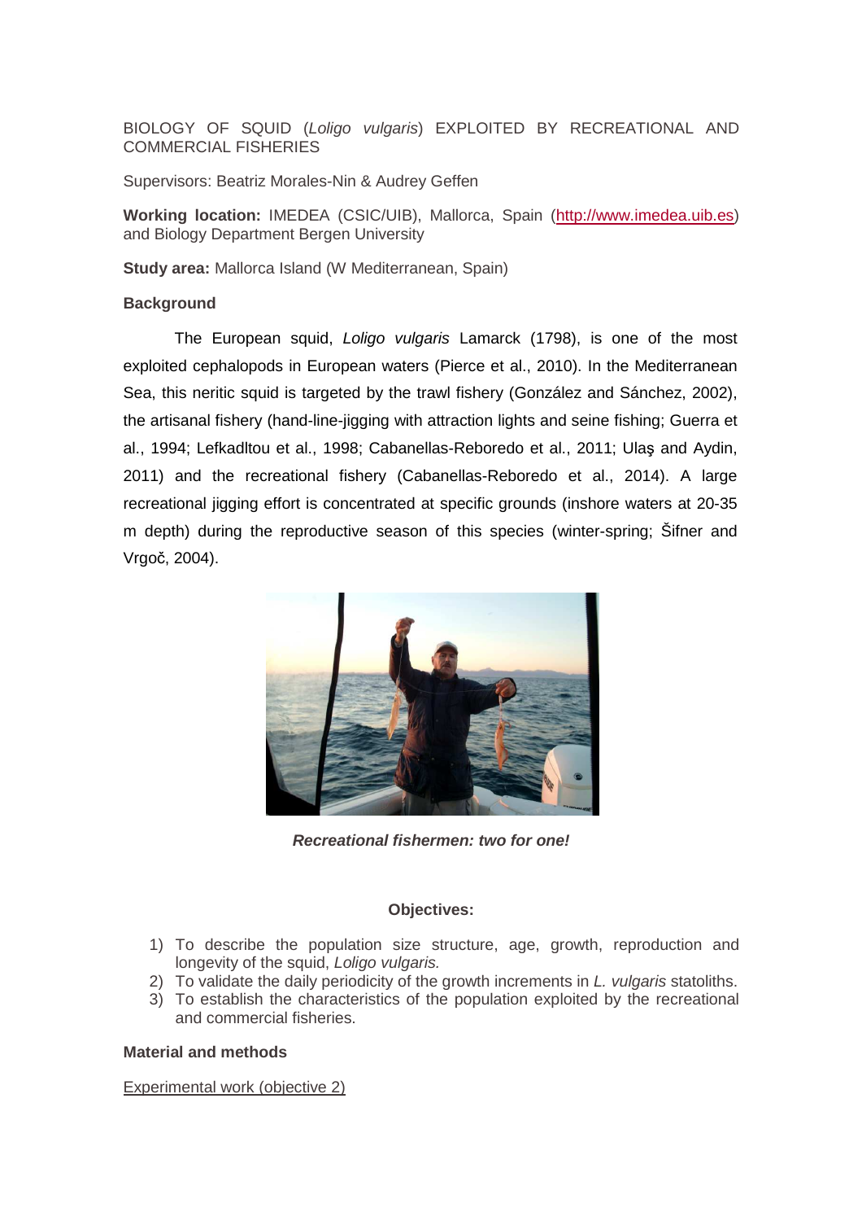BIOLOGY OF SQUID (*Loligo vulgaris*) EXPLOITED BY RECREATIONAL AND COMMERCIAL FISHERIES

Supervisors: Beatriz Morales-Nin & Audrey Geffen

**Working location:** IMEDEA (CSIC/UIB), Mallorca, Spain (http://www.imedea.uib.es) and Biology Department Bergen University

**Study area:** Mallorca Island (W Mediterranean, Spain)

**Background**

The European squid, *Loligo vulgaris* Lamarck (1798), is one of the most exploited cephalopods in European waters (Pierce et al., 2010). In the Mediterranean Sea, this neritic squid is targeted by the trawl fishery (González and Sánchez, 2002), the artisanal fishery (hand-line-jigging with attraction lights and seine fishing; Guerra et al., 1994; Lefkadltou et al., 1998; Cabanellas-Reboredo et al., 2011; Ulaş and Aydin, 2011) and the recreational fishery (Cabanellas-Reboredo et al., 2014). A large recreational jigging effort is concentrated at specific grounds (inshore waters at 20-35 m depth) during the reproductive season of this species (winter-spring; Šifner and Vrgoč, 2004).

***Recreational fishermen: two for one!***

**Objectives:**

1) To describe the population size structure, age, growth, reproduction and longevity of the squid, *Loligo vulgaris.*
2) To validate the daily periodicity of the growth increments in *L. vulgaris* statoliths.
3) To establish the characteristics of the population exploited by the recreational and commercial fisheries.

**Material and methods**

Experimental work (objective 2)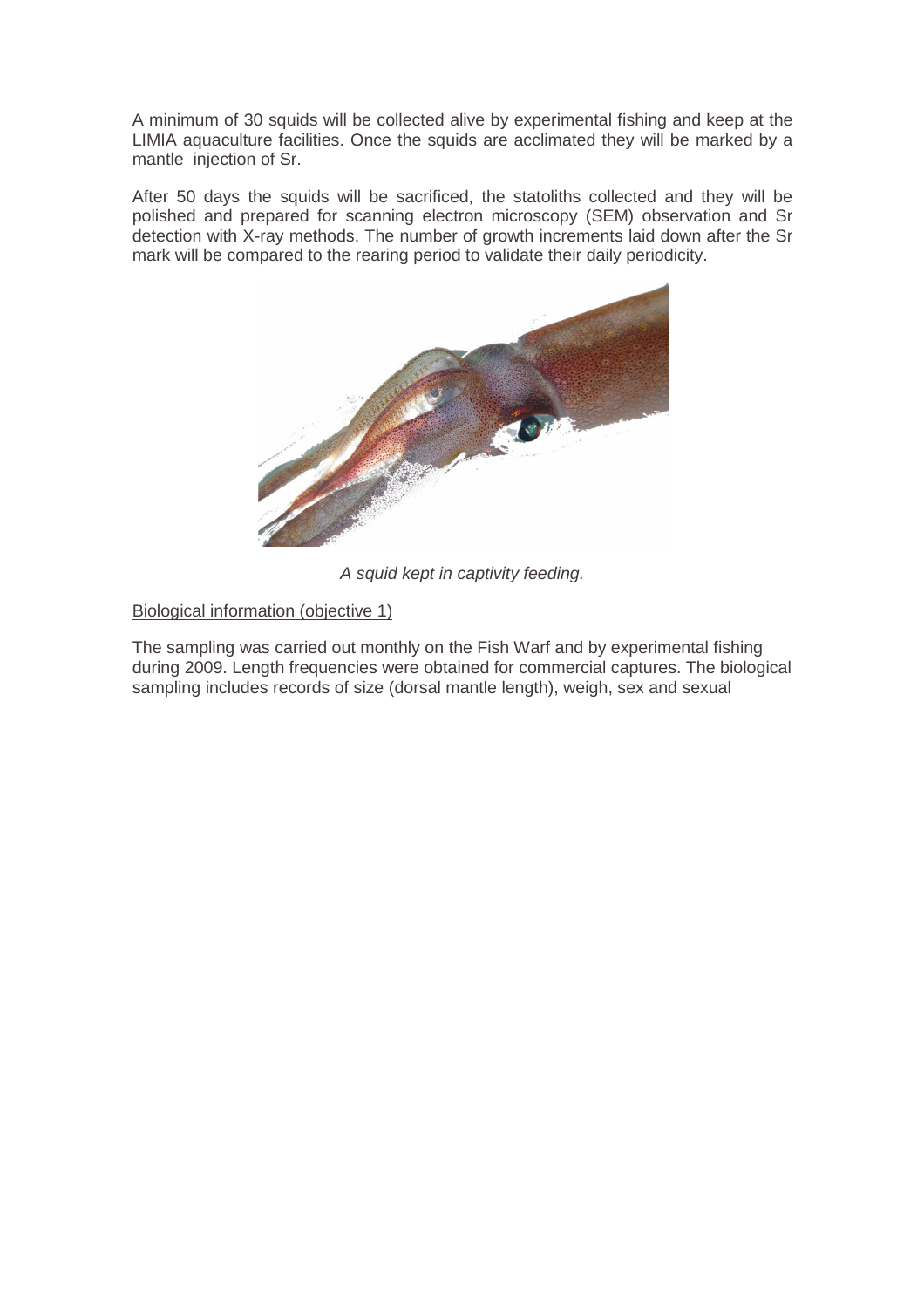A minimum of 30 squids will be collected alive by experimental fishing and keep at the LIMIA aquaculture facilities. Once the squids are acclimated they will be marked by a mantle injection of Sr.

After 50 days the squids will be sacrificed, the statoliths collected and they will be polished and prepared for scanning electron microscopy (SEM) observation and Sr detection with X-ray methods. The number of growth increments laid down after the Sr mark will be compared to the rearing period to validate their daily periodicity.

*A squid kept in captivity feeding.*

Biological information (objective 1)

The sampling was carried out monthly on the Fish Warf and by experimental fishing during 2009. Length frequencies were obtained for commercial captures. The biological sampling includes records of size (dorsal mantle length), weigh, sex and sexual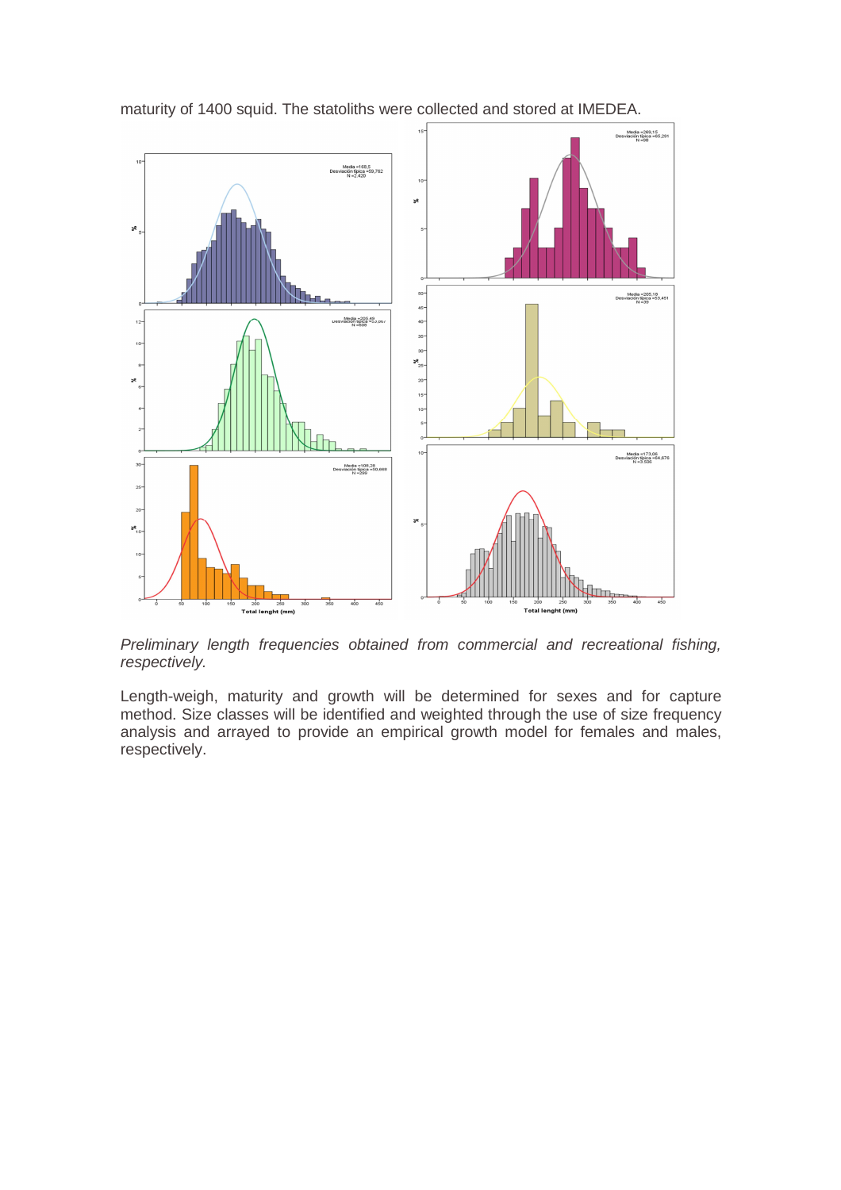maturity of 1400 squid. The statoliths were collected and stored at IMEDEA.

*Preliminary length frequencies obtained from commercial and recreational fishing, respectively.*

Length-weigh, maturity and growth will be determined for sexes and for capture method. Size classes will be identified and weighted through the use of size frequency analysis and arrayed to provide an empirical growth model for females and males, respectively.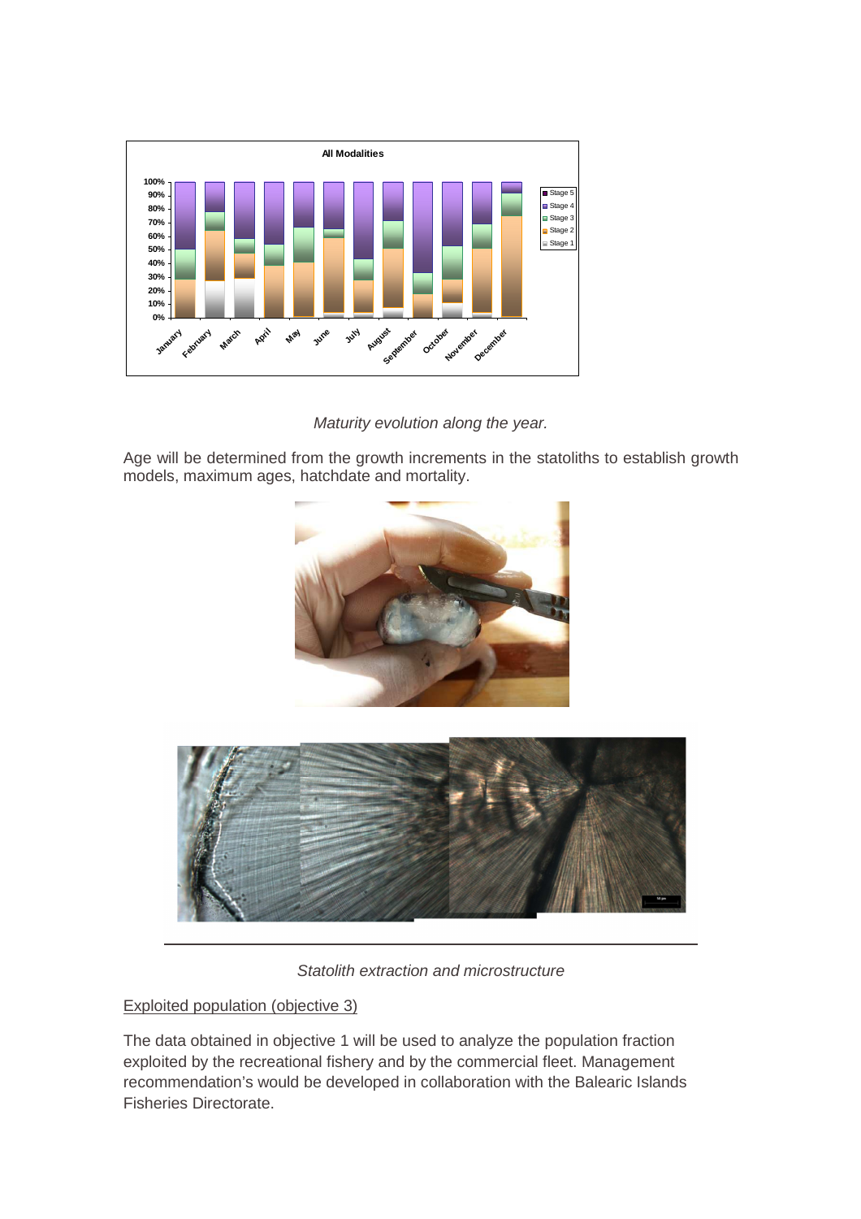*Maturity evolution along the year.*

Age will be determined from the growth increments in the statoliths to establish growth models, maximum ages, hatchdate and mortality.

*Statolith extraction and microstructure*

Exploited population (objective 3)

The data obtained in objective 1 will be used to analyze the population fraction exploited by the recreational fishery and by the commercial fleet. Management recommendation's would be developed in collaboration with the Balearic Islands Fisheries Directorate.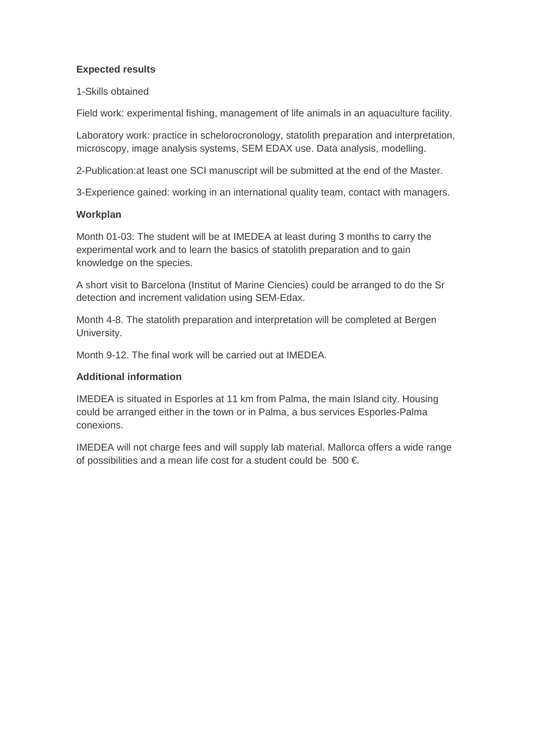**Expected results**

1-Skills obtained

Field work: experimental fishing, management of life animals in an aquaculture facility.

Laboratory work: practice in schelorocronology, statolith preparation and interpretation, microscopy, image analysis systems, SEM EDAX use. Data analysis, modelling.

2-Publication:at least one SCI manuscript will be submitted at the end of the Master.

3-Experience gained: working in an international quality team, contact with managers.

**Workplan**

Month 01-03: The student will be at IMEDEA at least during 3 months to carry the experimental work and to learn the basics of statolith preparation and to gain knowledge on the species.

A short visit to Barcelona (Institut of Marine Ciencies) could be arranged to do the Sr detection and increment validation using SEM-Edax.

Month 4-8. The statolith preparation and interpretation will be completed at Bergen University.

Month 9-12. The final work will be carried out at IMEDEA.

**Additional information**

IMEDEA is situated in Esporles at 11 km from Palma, the main Island city. Housing could be arranged either in the town or in Palma, a bus services Esporles-Palma conexions.

IMEDEA will not charge fees and will supply lab material. Mallorca offers a wide range of possibilities and a mean life cost for a student could be 500 €.